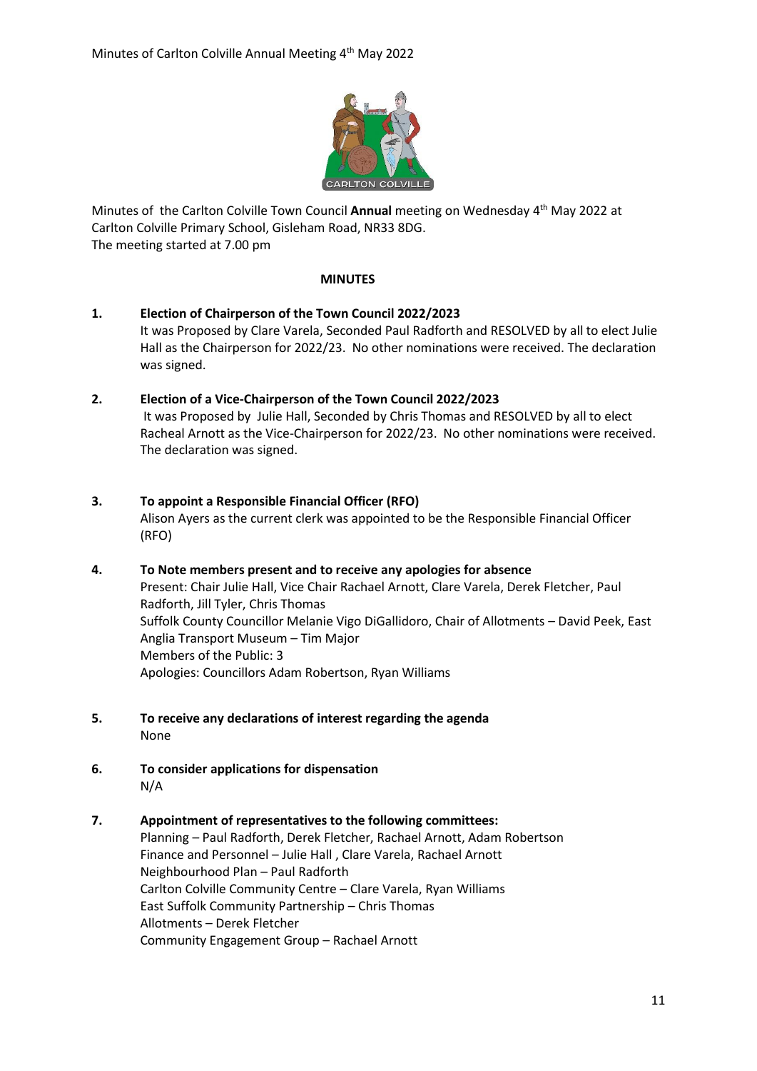Minutes of Carlton Colville Annual Meeting 4th May 2022

Minutes of the Carlton Colville Town Council **Annual** meeting on Wednesday 4th May 2022 at Carlton Colville Primary School, Gisleham Road, NR33 8DG.
The meeting started at 7.00 pm

**MINUTES**

**1. Election of Chairperson of the Town Council 2022/2023**

It was Proposed by Clare Varela, Seconded Paul Radforth and RESOLVED by all to elect Julie Hall as the Chairperson for 2022/23. No other nominations were received. The declaration was signed.

**2. Election of a Vice-Chairperson of the Town Council 2022/2023**

It was Proposed by Julie Hall, Seconded by Chris Thomas and RESOLVED by all to elect Racheal Arnott as the Vice-Chairperson for 2022/23. No other nominations were received. The declaration was signed.

**3. To appoint a Responsible Financial Officer (RFO)**

Alison Ayers as the current clerk was appointed to be the Responsible Financial Officer (RFO)

**4. To Note members present and to receive any apologies for absence**

Present: Chair Julie Hall, Vice Chair Rachael Arnott, Clare Varela, Derek Fletcher, Paul Radforth, Jill Tyler, Chris Thomas
Suffolk County Councillor Melanie Vigo DiGallidoro, Chair of Allotments – David Peek, East Anglia Transport Museum – Tim Major
Members of the Public: 3
Apologies: Councillors Adam Robertson, Ryan Williams

**5. To receive any declarations of interest regarding the agenda**

None

**6. To consider applications for dispensation**

N/A

**7. Appointment of representatives to the following committees:**

Planning – Paul Radforth, Derek Fletcher, Rachael Arnott, Adam Robertson
Finance and Personnel – Julie Hall , Clare Varela, Rachael Arnott
Neighbourhood Plan – Paul Radforth
Carlton Colville Community Centre – Clare Varela, Ryan Williams
East Suffolk Community Partnership – Chris Thomas
Allotments – Derek Fletcher
Community Engagement Group – Rachael Arnott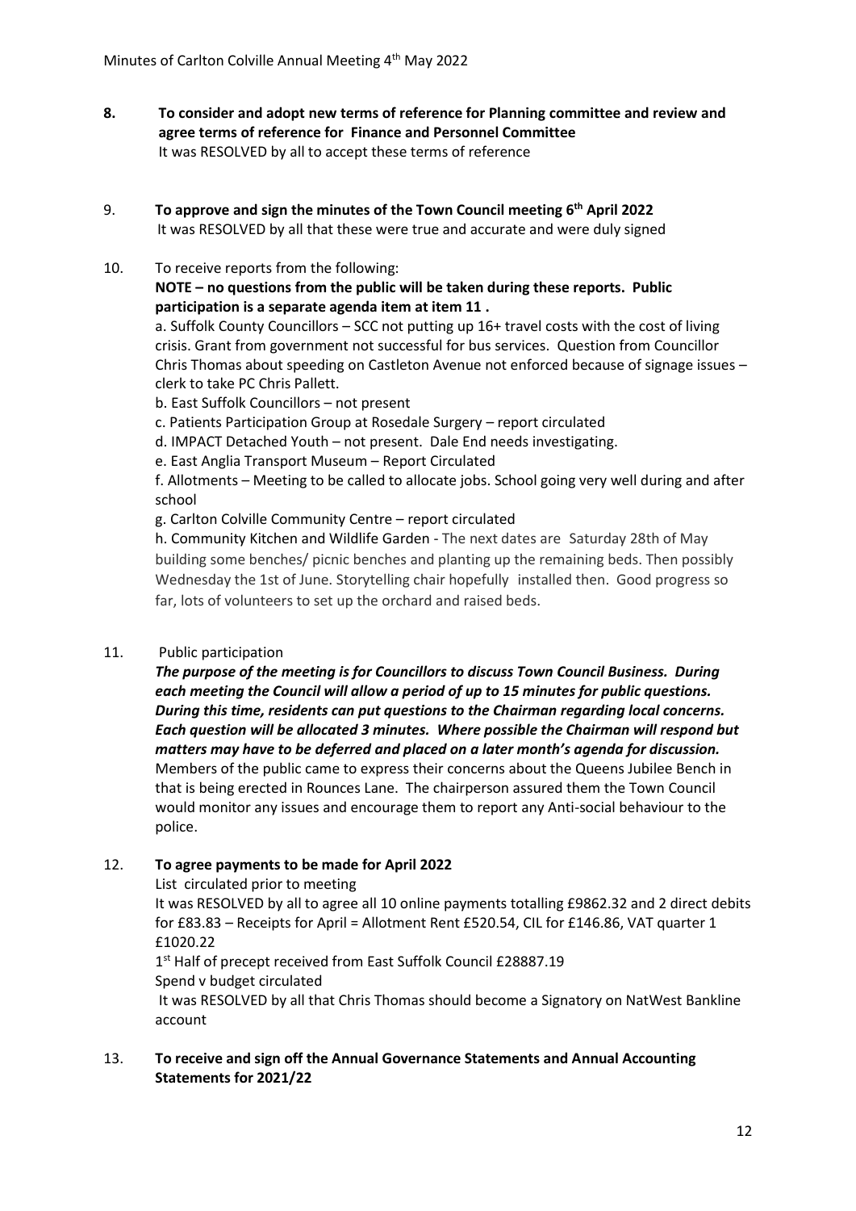**8. To consider and adopt new terms of reference for Planning committee and review and agree terms of reference for Finance and Personnel Committee**
It was RESOLVED by all to accept these terms of reference

9. **To approve and sign the minutes of the Town Council meeting 6th April 2022**
It was RESOLVED by all that these were true and accurate and were duly signed

10. To receive reports from the following:
**NOTE – no questions from the public will be taken during these reports. Public participation is a separate agenda item at item 11 .**
a. Suffolk County Councillors – SCC not putting up 16+ travel costs with the cost of living crisis. Grant from government not successful for bus services. Question from Councillor Chris Thomas about speeding on Castleton Avenue not enforced because of signage issues – clerk to take PC Chris Pallett.
b. East Suffolk Councillors – not present
c. Patients Participation Group at Rosedale Surgery – report circulated
d. IMPACT Detached Youth – not present. Dale End needs investigating.
e. East Anglia Transport Museum – Report Circulated
f. Allotments – Meeting to be called to allocate jobs. School going very well during and after school
g. Carlton Colville Community Centre – report circulated
h. Community Kitchen and Wildlife Garden - The next dates are Saturday 28th of May building some benches/ picnic benches and planting up the remaining beds. Then possibly Wednesday the 1st of June. Storytelling chair hopefully installed then. Good progress so far, lots of volunteers to set up the orchard and raised beds.

11. Public participation
***The purpose of the meeting is for Councillors to discuss Town Council Business. During each meeting the Council will allow a period of up to 15 minutes for public questions. During this time, residents can put questions to the Chairman regarding local concerns. Each question will be allocated 3 minutes. Where possible the Chairman will respond but matters may have to be deferred and placed on a later month's agenda for discussion.***
Members of the public came to express their concerns about the Queens Jubilee Bench in that is being erected in Rounces Lane. The chairperson assured them the Town Council would monitor any issues and encourage them to report any Anti-social behaviour to the police.

12. **To agree payments to be made for April 2022**
List circulated prior to meeting
It was RESOLVED by all to agree all 10 online payments totalling £9862.32 and 2 direct debits for £83.83 – Receipts for April = Allotment Rent £520.54, CIL for £146.86, VAT quarter 1 £1020.22
1st Half of precept received from East Suffolk Council £28887.19
Spend v budget circulated
It was RESOLVED by all that Chris Thomas should become a Signatory on NatWest Bankline account

13. **To receive and sign off the Annual Governance Statements and Annual Accounting Statements for 2021/22**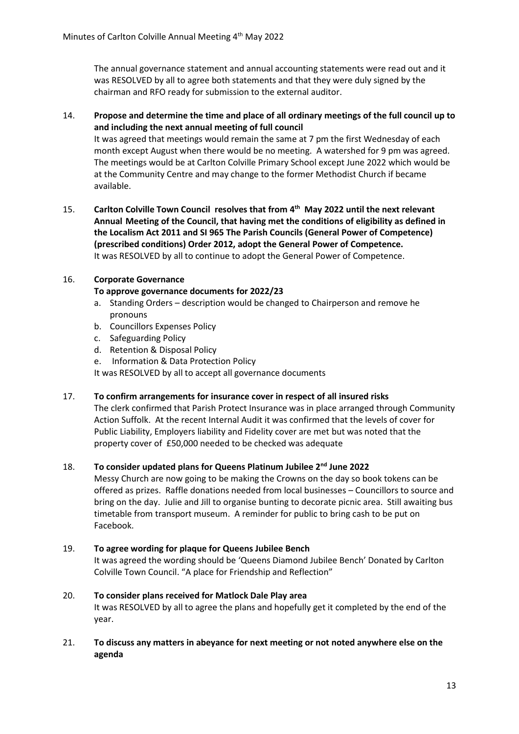The annual governance statement and annual accounting statements were read out and it was RESOLVED by all to agree both statements and that they were duly signed by the chairman and RFO ready for submission to the external auditor.

14. **Propose and determine the time and place of all ordinary meetings of the full council up to and including the next annual meeting of full council**
    It was agreed that meetings would remain the same at 7 pm the first Wednesday of each month except August when there would be no meeting. A watershed for 9 pm was agreed. The meetings would be at Carlton Colville Primary School except June 2022 which would be at the Community Centre and may change to the former Methodist Church if became available.

15. **Carlton Colville Town Council resolves that from 4th May 2022 until the next relevant Annual Meeting of the Council, that having met the conditions of eligibility as defined in the Localism Act 2011 and SI 965 The Parish Councils (General Power of Competence) (prescribed conditions) Order 2012, adopt the General Power of Competence.**
    It was RESOLVED by all to continue to adopt the General Power of Competence.

16. **Corporate Governance**
    **To approve governance documents for 2022/23**
    a. Standing Orders – description would be changed to Chairperson and remove he pronouns
    b. Councillors Expenses Policy
    c. Safeguarding Policy
    d. Retention & Disposal Policy
    e. Information & Data Protection Policy

    It was RESOLVED by all to accept all governance documents

17. **To confirm arrangements for insurance cover in respect of all insured risks**
    The clerk confirmed that Parish Protect Insurance was in place arranged through Community Action Suffolk. At the recent Internal Audit it was confirmed that the levels of cover for Public Liability, Employers liability and Fidelity cover are met but was noted that the property cover of £50,000 needed to be checked was adequate

18. **To consider updated plans for Queens Platinum Jubilee 2nd June 2022**
    Messy Church are now going to be making the Crowns on the day so book tokens can be offered as prizes. Raffle donations needed from local businesses – Councillors to source and bring on the day. Julie and Jill to organise bunting to decorate picnic area. Still awaiting bus timetable from transport museum. A reminder for public to bring cash to be put on Facebook.

19. **To agree wording for plaque for Queens Jubilee Bench**
    It was agreed the wording should be 'Queens Diamond Jubilee Bench' Donated by Carlton Colville Town Council. "A place for Friendship and Reflection"

20. **To consider plans received for Matlock Dale Play area**
    It was RESOLVED by all to agree the plans and hopefully get it completed by the end of the year.

21. **To discuss any matters in abeyance for next meeting or not noted anywhere else on the agenda**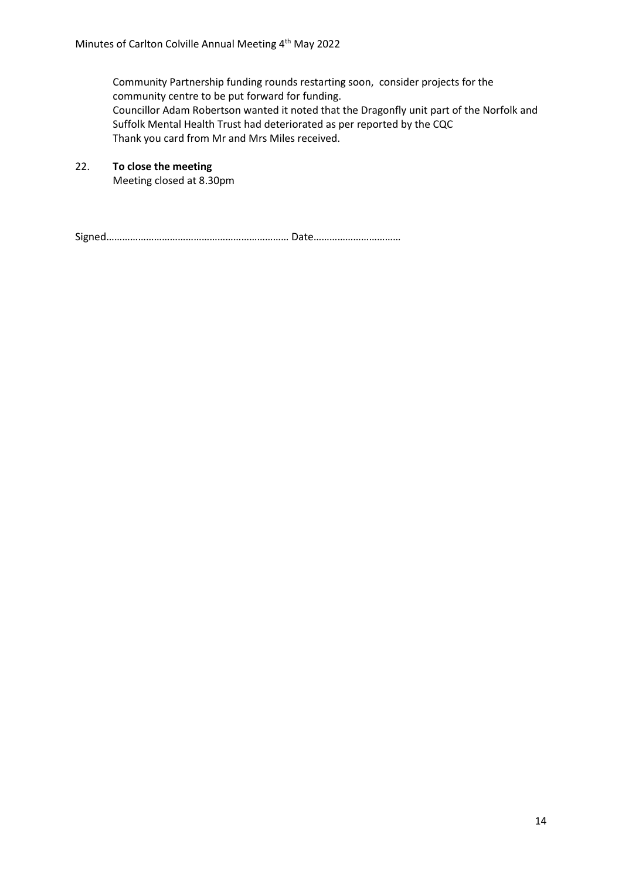Community Partnership funding rounds restarting soon, consider projects for the community centre to be put forward for funding.
Councillor Adam Robertson wanted it noted that the Dragonfly unit part of the Norfolk and Suffolk Mental Health Trust had deteriorated as per reported by the CQC
Thank you card from Mr and Mrs Miles received.

22. **To close the meeting**
Meeting closed at 8.30pm

Signed………………………………………………………… Date……………………………